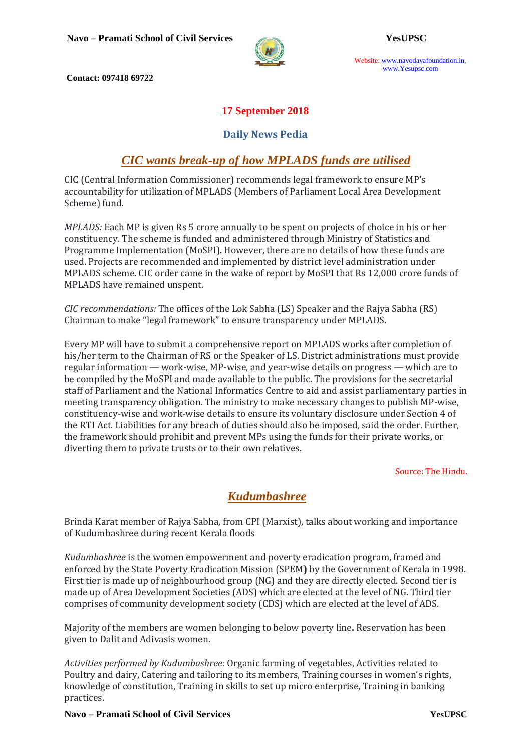**17 September 2018**

## Daily News Pedia

## *CIC wants break-up of how MPLADS funds are utilised*

CIC (Central Information Commissioner) recommends legal framework to ensure MP's accountability for utilization of MPLADS (Members of Parliament Local Area Development Scheme) fund.

*MPLADS:* Each MP is given Rs 5 crore annually to be spent on projects of choice in his or her constituency. The scheme is funded and administered through Ministry of Statistics and Programme Implementation (MoSPI). However, there are no details of how these funds are used. Projects are recommended and implemented by district level administration under MPLADS scheme. CIC order came in the wake of report by MoSPI that Rs 12,000 crore funds of MPLADS have remained unspent.

*CIC recommendations:* The offices of the Lok Sabha (LS) Speaker and the Rajya Sabha (RS) Chairman to make "legal framework" to ensure transparency under MPLADS.

Every MP will have to submit a comprehensive report on MPLADS works after completion of his/her term to the Chairman of RS or the Speaker of LS. District administrations must provide regular information — work-wise, MP-wise, and year-wise details on progress — which are to be compiled by the MoSPI and made available to the public. The provisions for the secretarial staff of Parliament and the National Informatics Centre to aid and assist parliamentary parties in meeting transparency obligation. The ministry to make necessary changes to publish MP-wise, constituency-wise and work-wise details to ensure its voluntary disclosure under Section 4 of the RTI Act. Liabilities for any breach of duties should also be imposed, said the order. Further, the framework should prohibit and prevent MPs using the funds for their private works, or diverting them to private trusts or to their own relatives.

Source: The Hindu.

## *Kudumbashree*

Brinda Karat member of Rajya Sabha, from CPI (Marxist), talks about working and importance of Kudumbashree during recent Kerala floods

*Kudumbashree* is the women empowerment and poverty eradication program, framed and enforced by the State Poverty Eradication Mission (SPEM**)** by the Government of Kerala in 1998. First tier is made up of neighbourhood group (NG) and they are directly elected. Second tier is made up of Area Development Societies (ADS) which are elected at the level of NG. Third tier comprises of community development society (CDS) which are elected at the level of ADS.

Majority of the members are women belonging to below poverty line**.** Reservation has been given to Dalit and Adivasis women.

*Activities performed by Kudumbashree:* Organic farming of vegetables, Activities related to Poultry and dairy, Catering and tailoring to its members, Training courses in women's rights, knowledge of constitution, Training in skills to set up micro enterprise, Training in banking practices.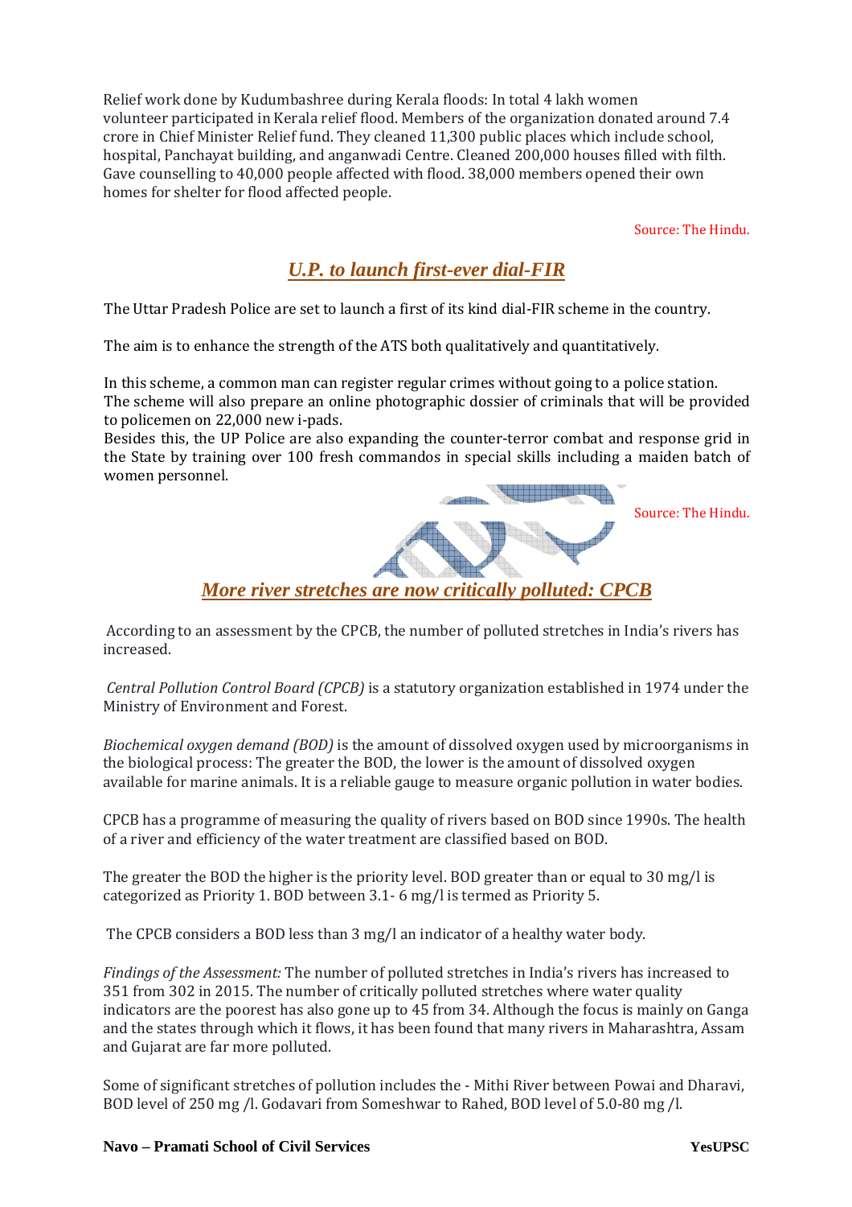Relief work done by Kudumbashree during Kerala floods: In total 4 lakh women volunteer participated in Kerala relief flood. Members of the organization donated around 7.4 crore in Chief Minister Relief fund. They cleaned 11,300 public places which include school, hospital, Panchayat building, and anganwadi Centre. Cleaned 200,000 houses filled with filth. Gave counselling to 40,000 people affected with flood. 38,000 members opened their own homes for shelter for flood affected people.

Source: The Hindu.

## *U.P. to launch first-ever dial-FIR*

The Uttar Pradesh Police are set to launch a first of its kind dial-FIR scheme in the country.

The aim is to enhance the strength of the ATS both qualitatively and quantitatively.

In this scheme, a common man can register regular crimes without going to a police station. The scheme will also prepare an online photographic dossier of criminals that will be provided to policemen on 22,000 new i-pads.
Besides this, the UP Police are also expanding the counter-terror combat and response grid in the State by training over 100 fresh commandos in special skills including a maiden batch of women personnel.

Source: The Hindu.

## *More river stretches are now critically polluted: CPCB*

According to an assessment by the CPCB, the number of polluted stretches in India's rivers has increased.

*Central Pollution Control Board (CPCB)* is a statutory organization established in 1974 under the Ministry of Environment and Forest.

*Biochemical oxygen demand (BOD)* is the amount of dissolved oxygen used by microorganisms in the biological process: The greater the BOD, the lower is the amount of dissolved oxygen available for marine animals. It is a reliable gauge to measure organic pollution in water bodies.

CPCB has a programme of measuring the quality of rivers based on BOD since 1990s. The health of a river and efficiency of the water treatment are classified based on BOD.

The greater the BOD the higher is the priority level. BOD greater than or equal to 30 mg/l is categorized as Priority 1. BOD between 3.1- 6 mg/l is termed as Priority 5.

The CPCB considers a BOD less than 3 mg/l an indicator of a healthy water body.

*Findings of the Assessment:* The number of polluted stretches in India's rivers has increased to 351 from 302 in 2015. The number of critically polluted stretches where water quality indicators are the poorest has also gone up to 45 from 34. Although the focus is mainly on Ganga and the states through which it flows, it has been found that many rivers in Maharashtra, Assam and Gujarat are far more polluted.

Some of significant stretches of pollution includes the - Mithi River between Powai and Dharavi, BOD level of 250 mg /l. Godavari from Someshwar to Rahed, BOD level of 5.0-80 mg /l.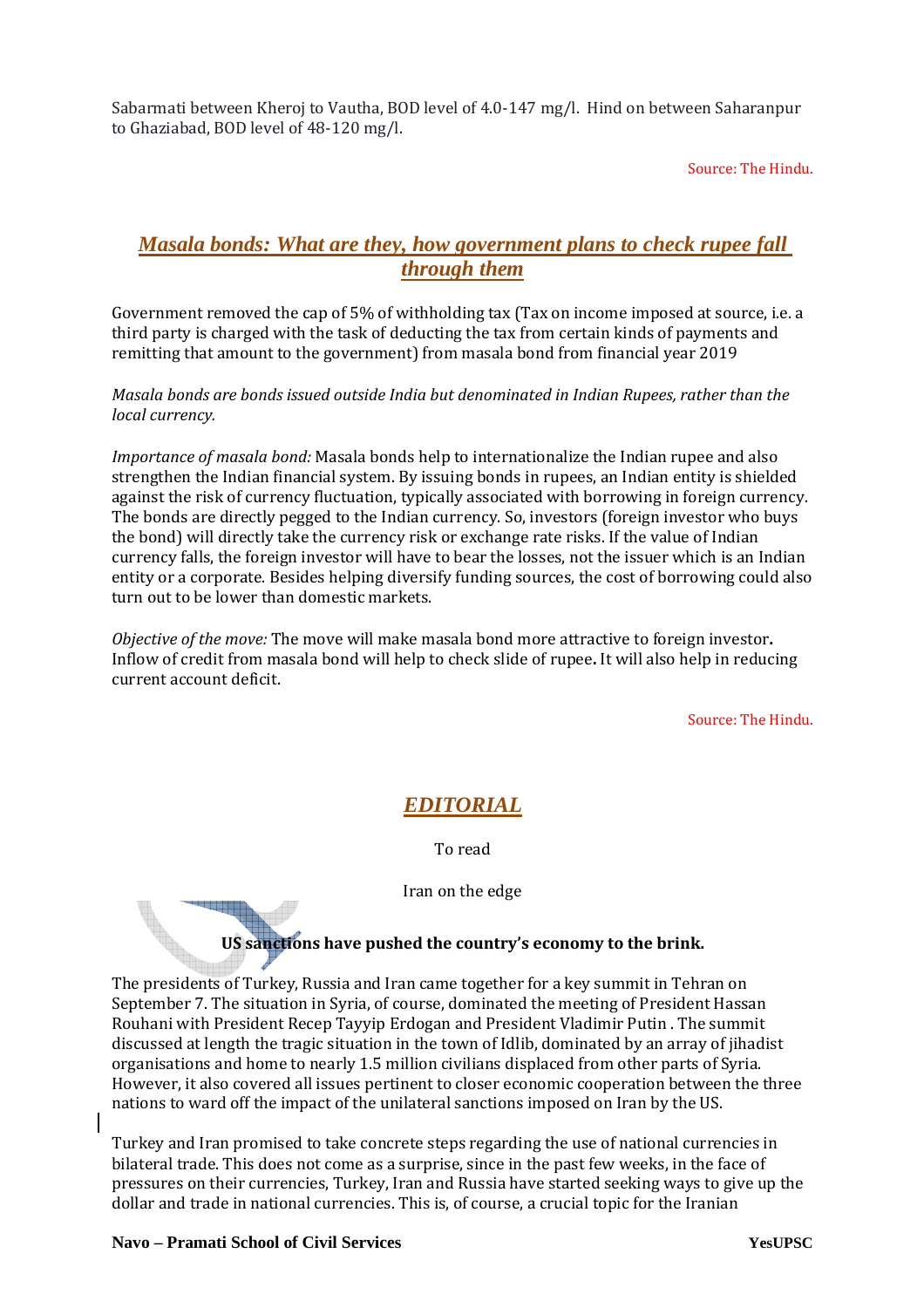Sabarmati between Kheroj to Vautha, BOD level of 4.0-147 mg/l. Hind on between Saharanpur to Ghaziabad, BOD level of 48-120 mg/l.

Source: The Hindu.

## *Masala bonds: What are they, how government plans to check rupee fall through them*

Government removed the cap of 5% of withholding tax (Tax on income imposed at source, i.e. a third party is charged with the task of deducting the tax from certain kinds of payments and remitting that amount to the government) from masala bond from financial year 2019

*Masala bonds are bonds issued outside India but denominated in Indian Rupees, rather than the local currency.*

*Importance of masala bond:* Masala bonds help to internationalize the Indian rupee and also strengthen the Indian financial system. By issuing bonds in rupees, an Indian entity is shielded against the risk of currency fluctuation, typically associated with borrowing in foreign currency. The bonds are directly pegged to the Indian currency. So, investors (foreign investor who buys the bond) will directly take the currency risk or exchange rate risks. If the value of Indian currency falls, the foreign investor will have to bear the losses, not the issuer which is an Indian entity or a corporate. Besides helping diversify funding sources, the cost of borrowing could also turn out to be lower than domestic markets.

*Objective of the move:* The move will make masala bond more attractive to foreign investor**.** Inflow of credit from masala bond will help to check slide of rupee**.** It will also help in reducing current account deficit.

Source: The Hindu.

## *EDITORIAL*

To read

Iran on the edge

**US sanctions have pushed the country's economy to the brink.**

The presidents of Turkey, Russia and Iran came together for a key summit in Tehran on September 7. The situation in Syria, of course, dominated the meeting of President Hassan Rouhani with President Recep Tayyip Erdogan and President Vladimir Putin . The summit discussed at length the tragic situation in the town of Idlib, dominated by an array of jihadist organisations and home to nearly 1.5 million civilians displaced from other parts of Syria. However, it also covered all issues pertinent to closer economic cooperation between the three nations to ward off the impact of the unilateral sanctions imposed on Iran by the US.

Turkey and Iran promised to take concrete steps regarding the use of national currencies in bilateral trade. This does not come as a surprise, since in the past few weeks, in the face of pressures on their currencies, Turkey, Iran and Russia have started seeking ways to give up the dollar and trade in national currencies. This is, of course, a crucial topic for the Iranian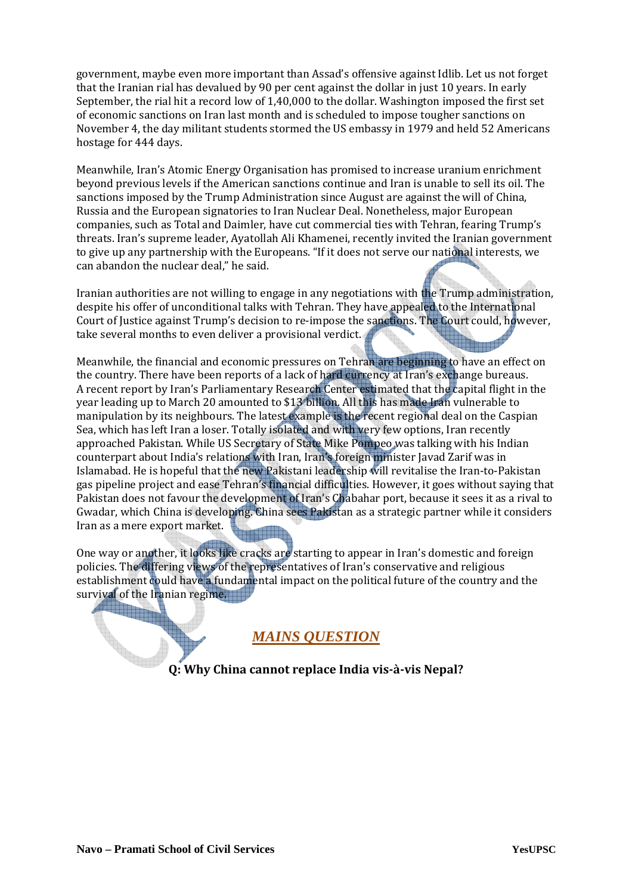government, maybe even more important than Assad's offensive against Idlib. Let us not forget that the Iranian rial has devalued by 90 per cent against the dollar in just 10 years. In early September, the rial hit a record low of 1,40,000 to the dollar. Washington imposed the first set of economic sanctions on Iran last month and is scheduled to impose tougher sanctions on November 4, the day militant students stormed the US embassy in 1979 and held 52 Americans hostage for 444 days.

Meanwhile, Iran's Atomic Energy Organisation has promised to increase uranium enrichment beyond previous levels if the American sanctions continue and Iran is unable to sell its oil. The sanctions imposed by the Trump Administration since August are against the will of China, Russia and the European signatories to Iran Nuclear Deal. Nonetheless, major European companies, such as Total and Daimler, have cut commercial ties with Tehran, fearing Trump's threats. Iran's supreme leader, Ayatollah Ali Khamenei, recently invited the Iranian government to give up any partnership with the Europeans. "If it does not serve our national interests, we can abandon the nuclear deal," he said.

Iranian authorities are not willing to engage in any negotiations with the Trump administration, despite his offer of unconditional talks with Tehran. They have appealed to the International Court of Justice against Trump's decision to re-impose the sanctions. The Court could, however, take several months to even deliver a provisional verdict.

Meanwhile, the financial and economic pressures on Tehran are beginning to have an effect on the country. There have been reports of a lack of hard currency at Iran's exchange bureaus. A recent report by Iran's Parliamentary Research Center estimated that the capital flight in the year leading up to March 20 amounted to $13 billion. All this has made Iran vulnerable to manipulation by its neighbours. The latest example is the recent regional deal on the Caspian Sea, which has left Iran a loser. Totally isolated and with very few options, Iran recently approached Pakistan. While US Secretary of State Mike Pompeo was talking with his Indian counterpart about India's relations with Iran, Iran's foreign minister Javad Zarif was in Islamabad. He is hopeful that the new Pakistani leadership will revitalise the Iran-to-Pakistan gas pipeline project and ease Tehran's financial difficulties. However, it goes without saying that Pakistan does not favour the development of Iran's Chabahar port, because it sees it as a rival to Gwadar, which China is developing. China sees Pakistan as a strategic partner while it considers Iran as a mere export market.

One way or another, it looks like cracks are starting to appear in Iran's domestic and foreign policies. The differing views of the representatives of Iran's conservative and religious establishment could have a fundamental impact on the political future of the country and the survival of the Iranian regime.

## *MAINS QUESTION*

**Q: Why China cannot replace India vis-à-vis Nepal?**